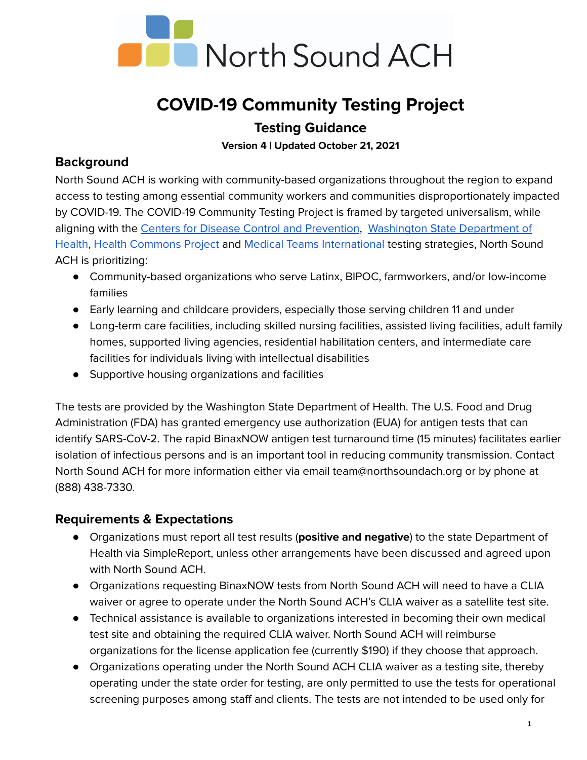North Sound ACH

# COVID-19 Community Testing Project

## Testing Guidance

**Version 4 | Updated October 21, 2021**

### Background

North Sound ACH is working with community-based organizations throughout the region to expand access to testing among essential community workers and communities disproportionately impacted by COVID-19. The COVID-19 Community Testing Project is framed by targeted universalism, while aligning with the Centers for Disease Control and Prevention, Washington State Department of Health, Health Commons Project and Medical Teams International testing strategies, North Sound ACH is prioritizing:

- Community-based organizations who serve Latinx, BIPOC, farmworkers, and/or low-income families
- Early learning and childcare providers, especially those serving children 11 and under
- Long-term care facilities, including skilled nursing facilities, assisted living facilities, adult family homes, supported living agencies, residential habilitation centers, and intermediate care facilities for individuals living with intellectual disabilities
- Supportive housing organizations and facilities

The tests are provided by the Washington State Department of Health. The U.S. Food and Drug Administration (FDA) has granted emergency use authorization (EUA) for antigen tests that can identify SARS-CoV-2. The rapid BinaxNOW antigen test turnaround time (15 minutes) facilitates earlier isolation of infectious persons and is an important tool in reducing community transmission. Contact North Sound ACH for more information either via email team@northsoundach.org or by phone at (888) 438-7330.

### Requirements & Expectations

- Organizations must report all test results (**positive and negative**) to the state Department of Health via SimpleReport, unless other arrangements have been discussed and agreed upon with North Sound ACH.
- Organizations requesting BinaxNOW tests from North Sound ACH will need to have a CLIA waiver or agree to operate under the North Sound ACH's CLIA waiver as a satellite test site.
- Technical assistance is available to organizations interested in becoming their own medical test site and obtaining the required CLIA waiver. North Sound ACH will reimburse organizations for the license application fee (currently $190) if they choose that approach.
- Organizations operating under the North Sound ACH CLIA waiver as a testing site, thereby operating under the state order for testing, are only permitted to use the tests for operational screening purposes among staff and clients. The tests are not intended to be used only for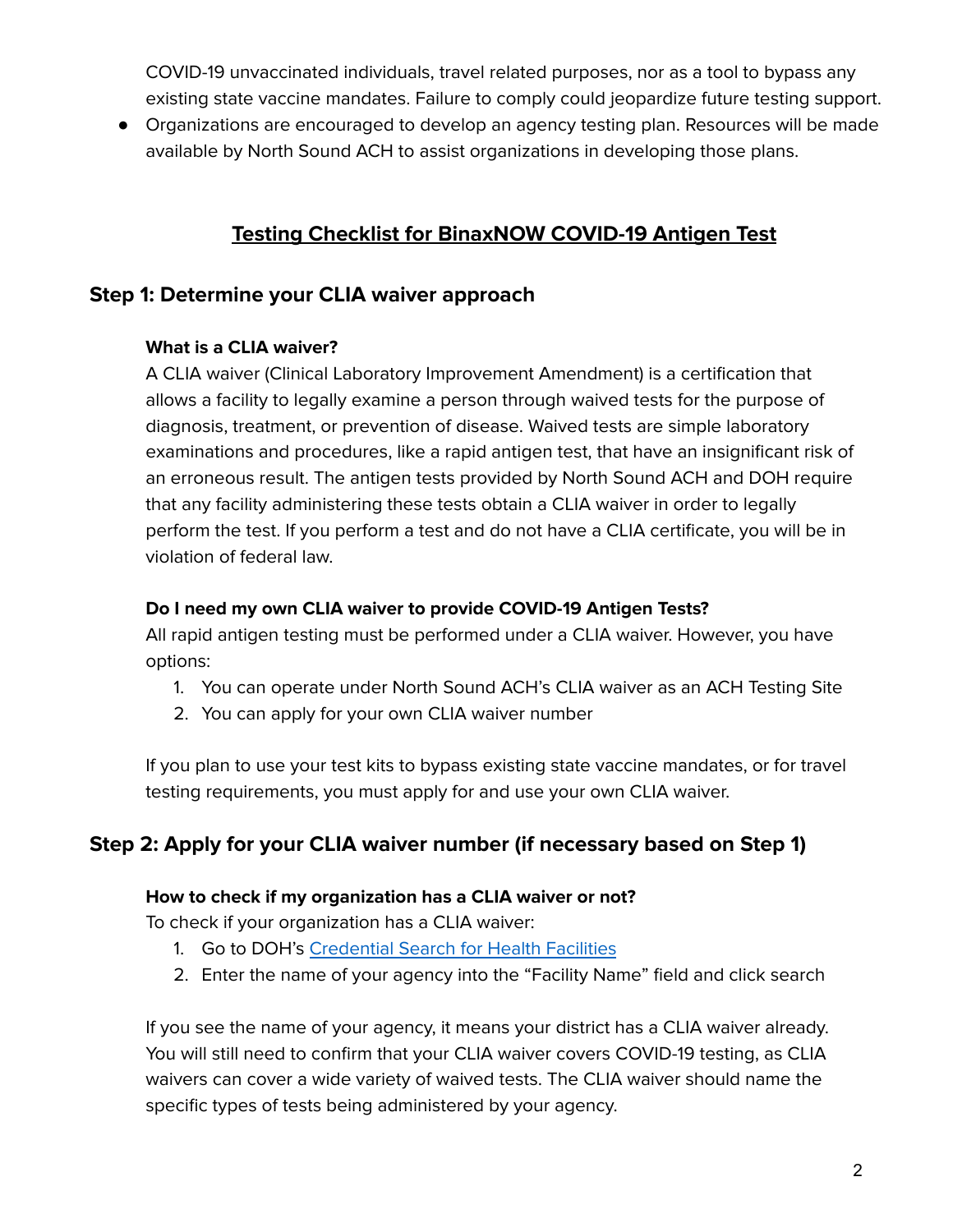COVID-19 unvaccinated individuals, travel related purposes, nor as a tool to bypass any existing state vaccine mandates. Failure to comply could jeopardize future testing support.

- Organizations are encouraged to develop an agency testing plan. Resources will be made available by North Sound ACH to assist organizations in developing those plans.

## Testing Checklist for BinaxNOW COVID-19 Antigen Test

### Step 1: Determine your CLIA waiver approach

**What is a CLIA waiver?**

A CLIA waiver (Clinical Laboratory Improvement Amendment) is a certification that allows a facility to legally examine a person through waived tests for the purpose of diagnosis, treatment, or prevention of disease. Waived tests are simple laboratory examinations and procedures, like a rapid antigen test, that have an insignificant risk of an erroneous result. The antigen tests provided by North Sound ACH and DOH require that any facility administering these tests obtain a CLIA waiver in order to legally perform the test. If you perform a test and do not have a CLIA certificate, you will be in violation of federal law.

**Do I need my own CLIA waiver to provide COVID-19 Antigen Tests?**

All rapid antigen testing must be performed under a CLIA waiver. However, you have options:

1. You can operate under North Sound ACH's CLIA waiver as an ACH Testing Site
2. You can apply for your own CLIA waiver number

If you plan to use your test kits to bypass existing state vaccine mandates, or for travel testing requirements, you must apply for and use your own CLIA waiver.

### Step 2: Apply for your CLIA waiver number (if necessary based on Step 1)

**How to check if my organization has a CLIA waiver or not?**

To check if your organization has a CLIA waiver:

1. Go to DOH's Credential Search for Health Facilities
2. Enter the name of your agency into the "Facility Name" field and click search

If you see the name of your agency, it means your district has a CLIA waiver already. You will still need to confirm that your CLIA waiver covers COVID-19 testing, as CLIA waivers can cover a wide variety of waived tests. The CLIA waiver should name the specific types of tests being administered by your agency.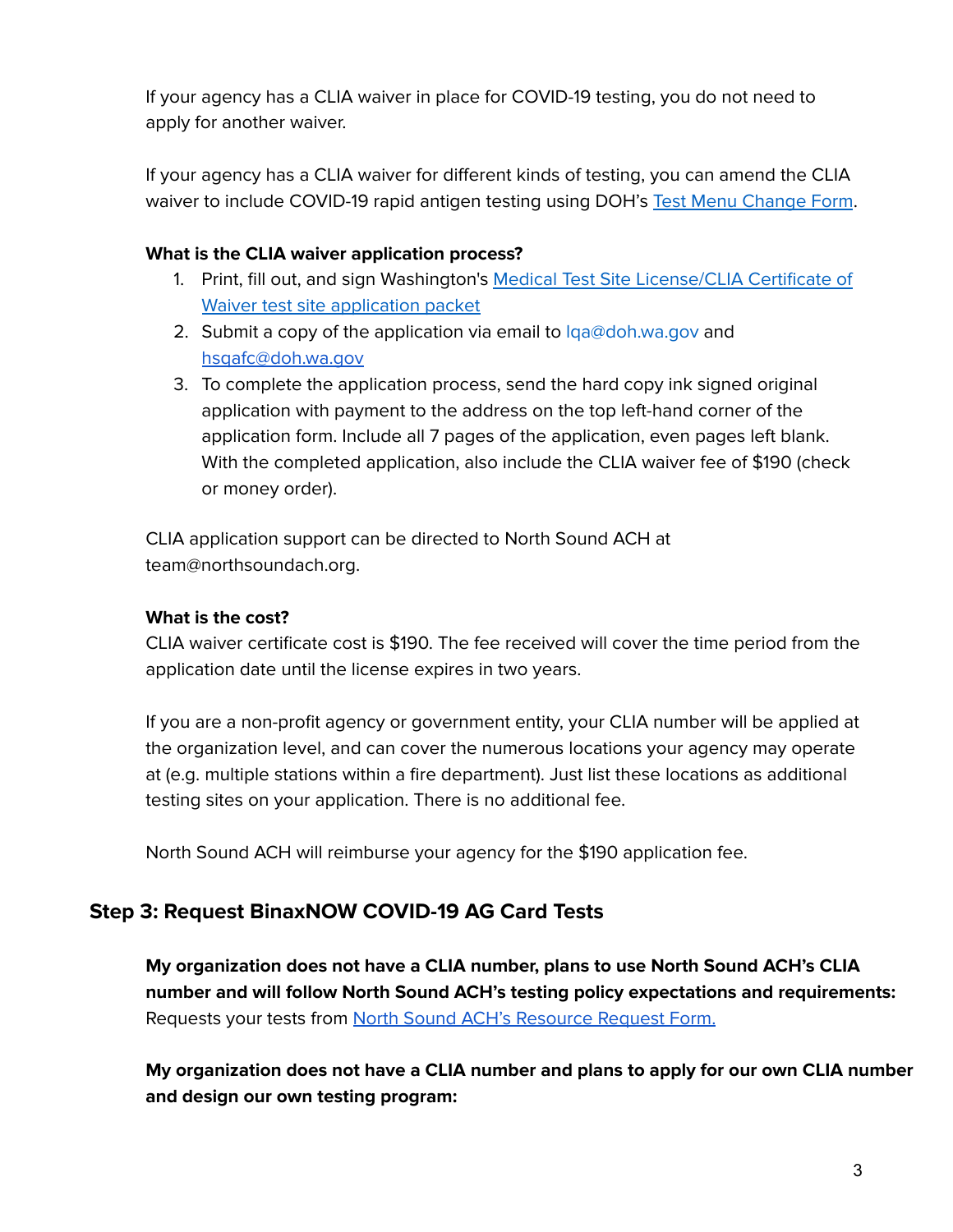If your agency has a CLIA waiver in place for COVID-19 testing, you do not need to apply for another waiver.

If your agency has a CLIA waiver for different kinds of testing, you can amend the CLIA waiver to include COVID-19 rapid antigen testing using DOH's Test Menu Change Form.

**What is the CLIA waiver application process?**

1. Print, fill out, and sign Washington's Medical Test Site License/CLIA Certificate of Waiver test site application packet
2. Submit a copy of the application via email to lqa@doh.wa.gov and hsqafc@doh.wa.gov
3. To complete the application process, send the hard copy ink signed original application with payment to the address on the top left-hand corner of the application form. Include all 7 pages of the application, even pages left blank. With the completed application, also include the CLIA waiver fee of $190 (check or money order).

CLIA application support can be directed to North Sound ACH at team@northsoundach.org.

**What is the cost?**
CLIA waiver certificate cost is $190. The fee received will cover the time period from the application date until the license expires in two years.

If you are a non-profit agency or government entity, your CLIA number will be applied at the organization level, and can cover the numerous locations your agency may operate at (e.g. multiple stations within a fire department). Just list these locations as additional testing sites on your application. There is no additional fee.

North Sound ACH will reimburse your agency for the $190 application fee.

## Step 3: Request BinaxNOW COVID-19 AG Card Tests

**My organization does not have a CLIA number, plans to use North Sound ACH's CLIA number and will follow North Sound ACH's testing policy expectations and requirements:** Requests your tests from North Sound ACH's Resource Request Form.

**My organization does not have a CLIA number and plans to apply for our own CLIA number and design our own testing program:**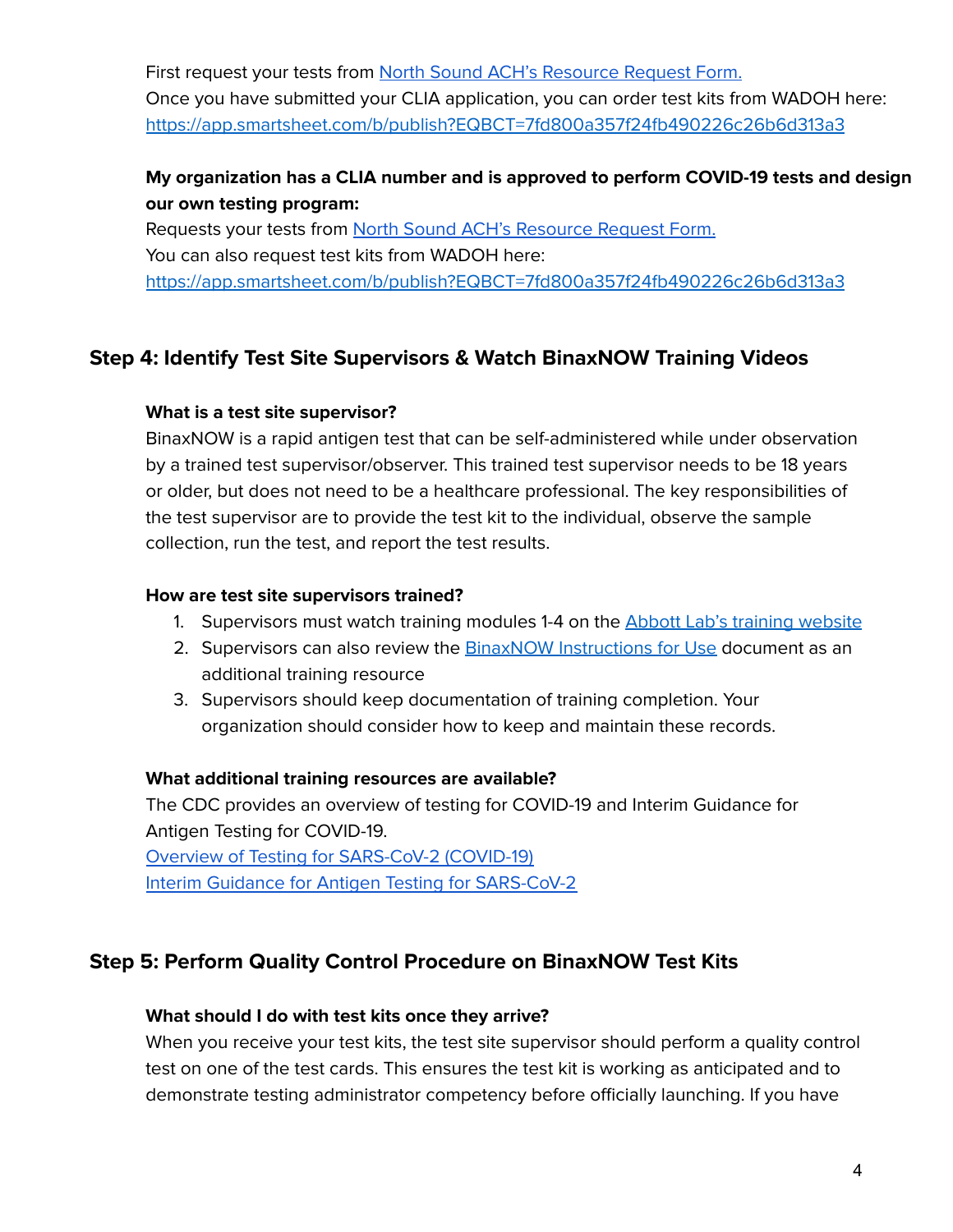First request your tests from [North Sound ACH's Resource Request Form.](#)
Once you have submitted your CLIA application, you can order test kits from WADOH here:
[https://app.smartsheet.com/b/publish?EQBCT=7fd800a357f24fb490226c26b6d313a3](https://app.smartsheet.com/b/publish?EQBCT=7fd800a357f24fb490226c26b6d313a3)

**My organization has a CLIA number and is approved to perform COVID-19 tests and design our own testing program:**
Requests your tests from [North Sound ACH's Resource Request Form.](#)
You can also request test kits from WADOH here:
[https://app.smartsheet.com/b/publish?EQBCT=7fd800a357f24fb490226c26b6d313a3](https://app.smartsheet.com/b/publish?EQBCT=7fd800a357f24fb490226c26b6d313a3)

## Step 4: Identify Test Site Supervisors & Watch BinaxNOW Training Videos

**What is a test site supervisor?**
BinaxNOW is a rapid antigen test that can be self-administered while under observation by a trained test supervisor/observer. This trained test supervisor needs to be 18 years or older, but does not need to be a healthcare professional. The key responsibilities of the test supervisor are to provide the test kit to the individual, observe the sample collection, run the test, and report the test results.

**How are test site supervisors trained?**

1. Supervisors must watch training modules 1-4 on the [Abbott Lab's training website](#)
2. Supervisors can also review the [BinaxNOW Instructions for Use](#) document as an additional training resource
3. Supervisors should keep documentation of training completion. Your organization should consider how to keep and maintain these records.

**What additional training resources are available?**
The CDC provides an overview of testing for COVID-19 and Interim Guidance for Antigen Testing for COVID-19.
[Overview of Testing for SARS-CoV-2 (COVID-19)](#)
[Interim Guidance for Antigen Testing for SARS-CoV-2](#)

## Step 5: Perform Quality Control Procedure on BinaxNOW Test Kits

**What should I do with test kits once they arrive?**
When you receive your test kits, the test site supervisor should perform a quality control test on one of the test cards. This ensures the test kit is working as anticipated and to demonstrate testing administrator competency before officially launching. If you have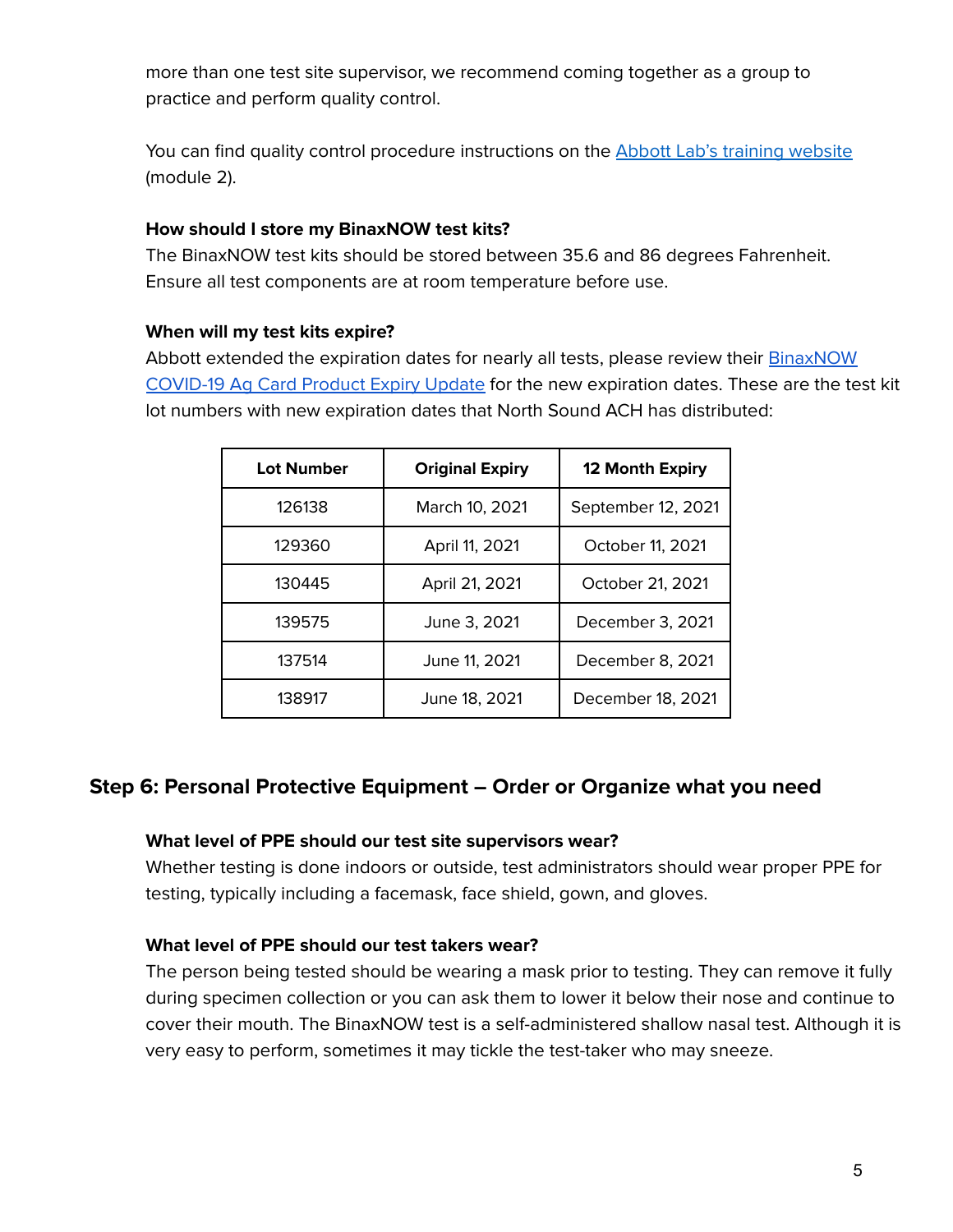more than one test site supervisor, we recommend coming together as a group to practice and perform quality control.

You can find quality control procedure instructions on the [Abbott Lab's training website] (module 2).

**How should I store my BinaxNOW test kits?**
The BinaxNOW test kits should be stored between 35.6 and 86 degrees Fahrenheit. Ensure all test components are at room temperature before use.

**When will my test kits expire?**
Abbott extended the expiration dates for nearly all tests, please review their [BinaxNOW COVID-19 Ag Card Product Expiry Update] for the new expiration dates. These are the test kit lot numbers with new expiration dates that North Sound ACH has distributed:

| Lot Number | Original Expiry | 12 Month Expiry |
|---|---|---|
| 126138 | March 10, 2021 | September 12, 2021 |
| 129360 | April 11, 2021 | October 11, 2021 |
| 130445 | April 21, 2021 | October 21, 2021 |
| 139575 | June 3, 2021 | December 3, 2021 |
| 137514 | June 11, 2021 | December 8, 2021 |
| 138917 | June 18, 2021 | December 18, 2021 |

## Step 6: Personal Protective Equipment – Order or Organize what you need

**What level of PPE should our test site supervisors wear?**
Whether testing is done indoors or outside, test administrators should wear proper PPE for testing, typically including a facemask, face shield, gown, and gloves.

**What level of PPE should our test takers wear?**
The person being tested should be wearing a mask prior to testing. They can remove it fully during specimen collection or you can ask them to lower it below their nose and continue to cover their mouth. The BinaxNOW test is a self-administered shallow nasal test. Although it is very easy to perform, sometimes it may tickle the test-taker who may sneeze.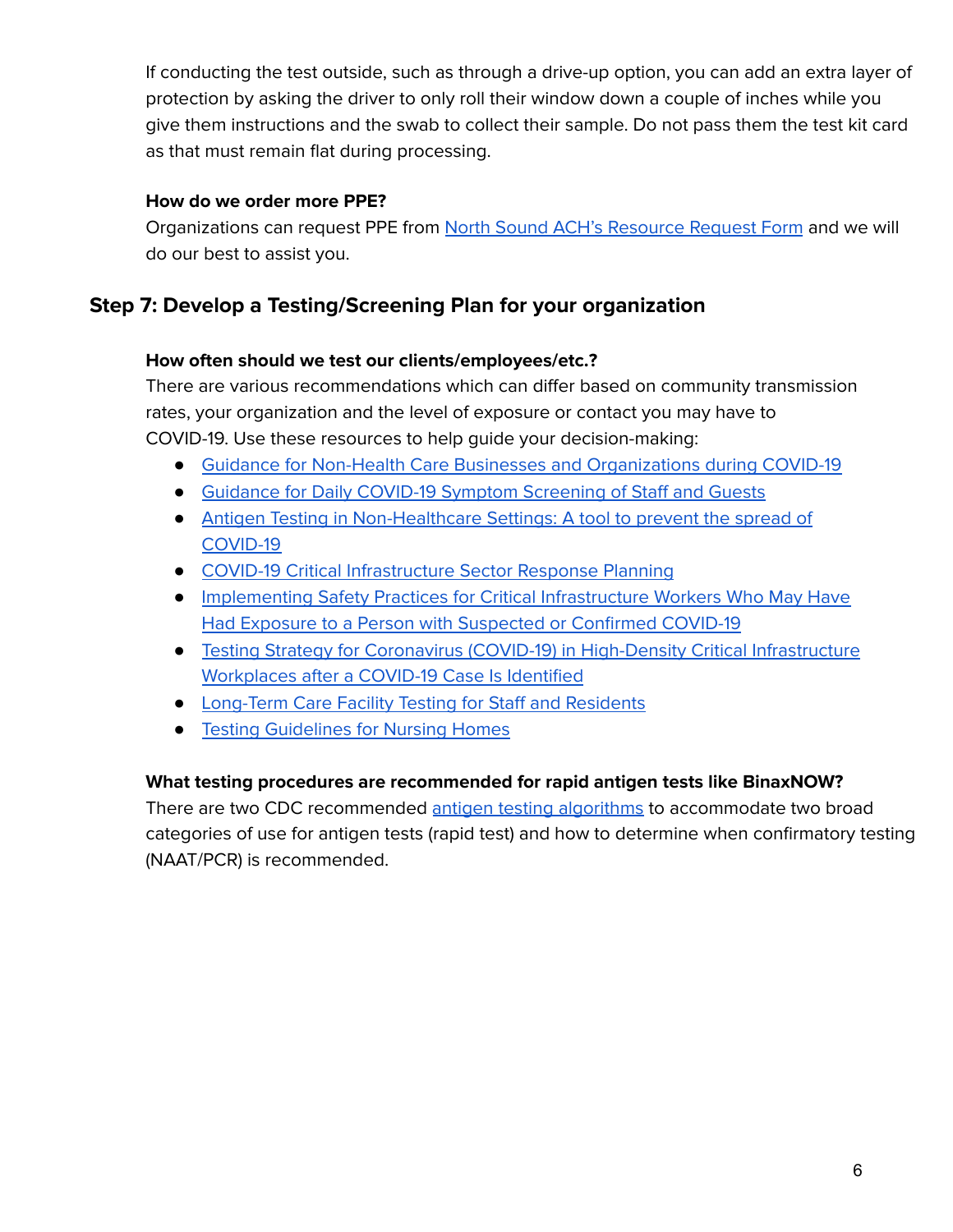If conducting the test outside, such as through a drive-up option, you can add an extra layer of protection by asking the driver to only roll their window down a couple of inches while you give them instructions and the swab to collect their sample. Do not pass them the test kit card as that must remain flat during processing.

**How do we order more PPE?**

Organizations can request PPE from North Sound ACH's Resource Request Form and we will do our best to assist you.

## Step 7: Develop a Testing/Screening Plan for your organization

**How often should we test our clients/employees/etc.?**

There are various recommendations which can differ based on community transmission rates, your organization and the level of exposure or contact you may have to COVID-19. Use these resources to help guide your decision-making:

- Guidance for Non-Health Care Businesses and Organizations during COVID-19
- Guidance for Daily COVID-19 Symptom Screening of Staff and Guests
- Antigen Testing in Non-Healthcare Settings: A tool to prevent the spread of COVID-19
- COVID-19 Critical Infrastructure Sector Response Planning
- Implementing Safety Practices for Critical Infrastructure Workers Who May Have Had Exposure to a Person with Suspected or Confirmed COVID-19
- Testing Strategy for Coronavirus (COVID-19) in High-Density Critical Infrastructure Workplaces after a COVID-19 Case Is Identified
- Long-Term Care Facility Testing for Staff and Residents
- Testing Guidelines for Nursing Homes

**What testing procedures are recommended for rapid antigen tests like BinaxNOW?**

There are two CDC recommended antigen testing algorithms to accommodate two broad categories of use for antigen tests (rapid test) and how to determine when confirmatory testing (NAAT/PCR) is recommended.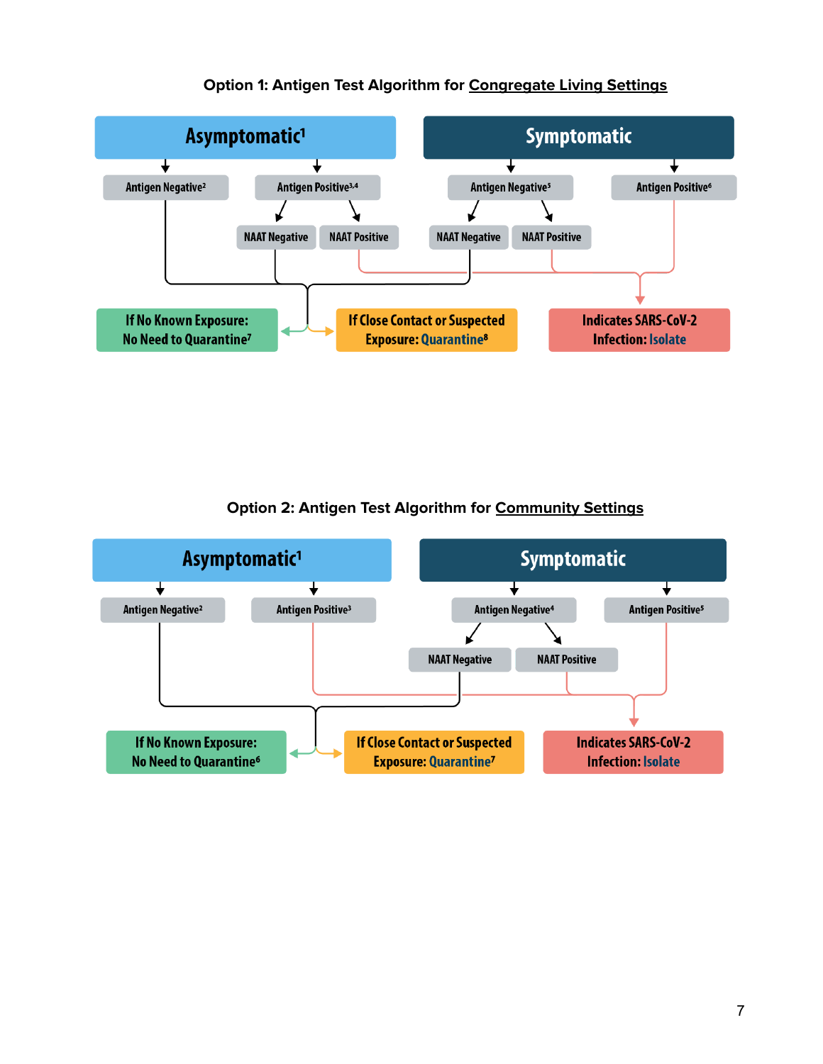### Option 1: Antigen Test Algorithm for Congregate Living Settings

**Asymptomatic**[1]

- Antigen Negative[2] → If No Known Exposure: No Need to Quarantine[7] / If Close Contact or Suspected Exposure: Quarantine[8]
- Antigen Positive[3,4]
  - NAAT Negative → If No Known Exposure: No Need to Quarantine[7] / If Close Contact or Suspected Exposure: Quarantine[8]
  - NAAT Positive → Indicates SARS-CoV-2 Infection: Isolate

**Symptomatic**

- Antigen Negative[5]
  - NAAT Negative → If No Known Exposure: No Need to Quarantine[7] / If Close Contact or Suspected Exposure: Quarantine[8]
  - NAAT Positive → Indicates SARS-CoV-2 Infection: Isolate
- Antigen Positive[6] → Indicates SARS-CoV-2 Infection: Isolate

### Option 2: Antigen Test Algorithm for Community Settings

**Asymptomatic**[1]

- Antigen Negative[2] → If No Known Exposure: No Need to Quarantine[6] / If Close Contact or Suspected Exposure: Quarantine[7]
- Antigen Positive[3] → Indicates SARS-CoV-2 Infection: Isolate

**Symptomatic**

- Antigen Negative[4]
  - NAAT Negative → If No Known Exposure: No Need to Quarantine[6] / If Close Contact or Suspected Exposure: Quarantine[7]
  - NAAT Positive → Indicates SARS-CoV-2 Infection: Isolate
- Antigen Positive[5] → Indicates SARS-CoV-2 Infection: Isolate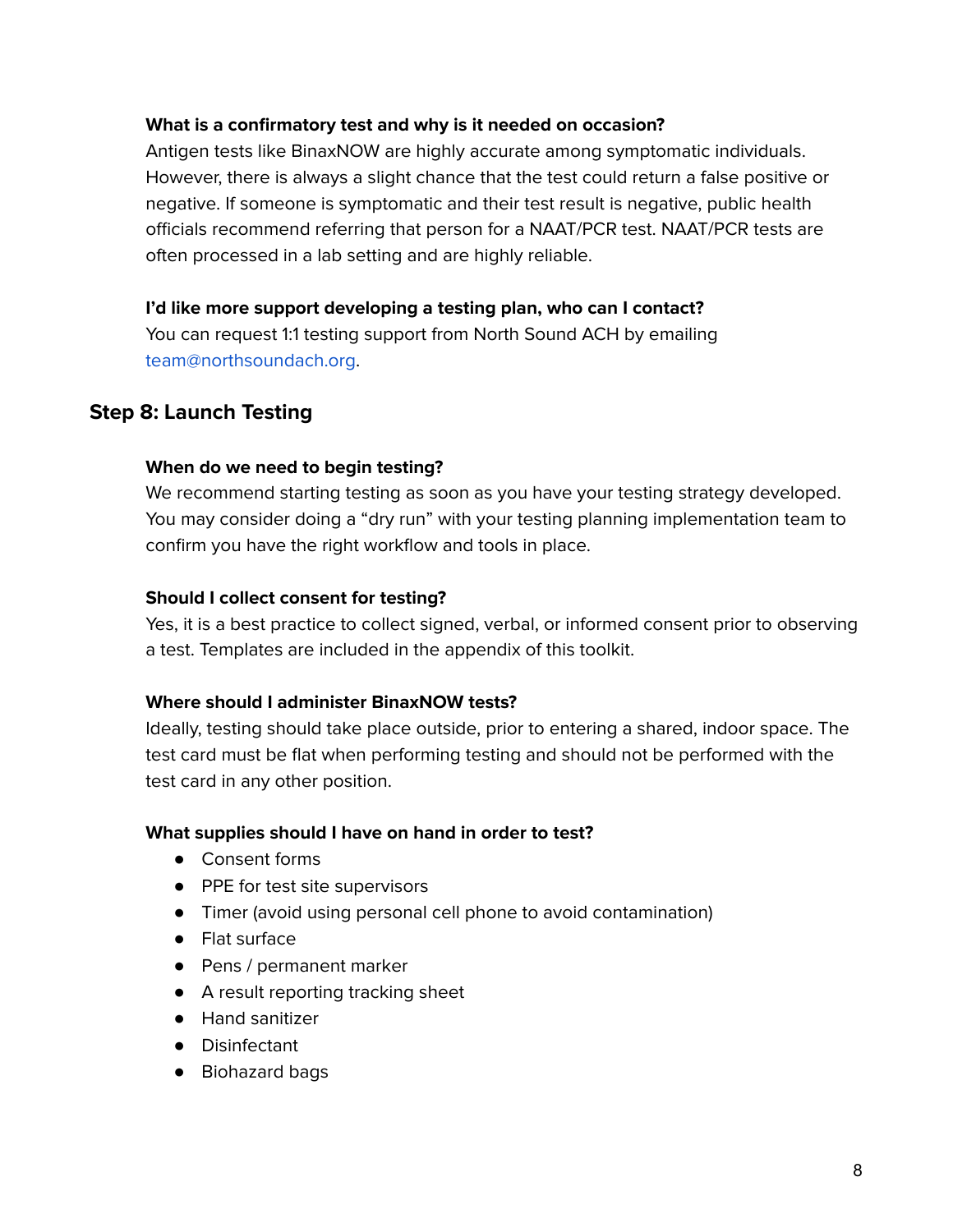**What is a confirmatory test and why is it needed on occasion?**

Antigen tests like BinaxNOW are highly accurate among symptomatic individuals. However, there is always a slight chance that the test could return a false positive or negative. If someone is symptomatic and their test result is negative, public health officials recommend referring that person for a NAAT/PCR test. NAAT/PCR tests are often processed in a lab setting and are highly reliable.

**I'd like more support developing a testing plan, who can I contact?**

You can request 1:1 testing support from North Sound ACH by emailing team@northsoundach.org.

## Step 8: Launch Testing

**When do we need to begin testing?**

We recommend starting testing as soon as you have your testing strategy developed. You may consider doing a "dry run" with your testing planning implementation team to confirm you have the right workflow and tools in place.

**Should I collect consent for testing?**

Yes, it is a best practice to collect signed, verbal, or informed consent prior to observing a test. Templates are included in the appendix of this toolkit.

**Where should I administer BinaxNOW tests?**

Ideally, testing should take place outside, prior to entering a shared, indoor space. The test card must be flat when performing testing and should not be performed with the test card in any other position.

**What supplies should I have on hand in order to test?**

- Consent forms
- PPE for test site supervisors
- Timer (avoid using personal cell phone to avoid contamination)
- Flat surface
- Pens / permanent marker
- A result reporting tracking sheet
- Hand sanitizer
- Disinfectant
- Biohazard bags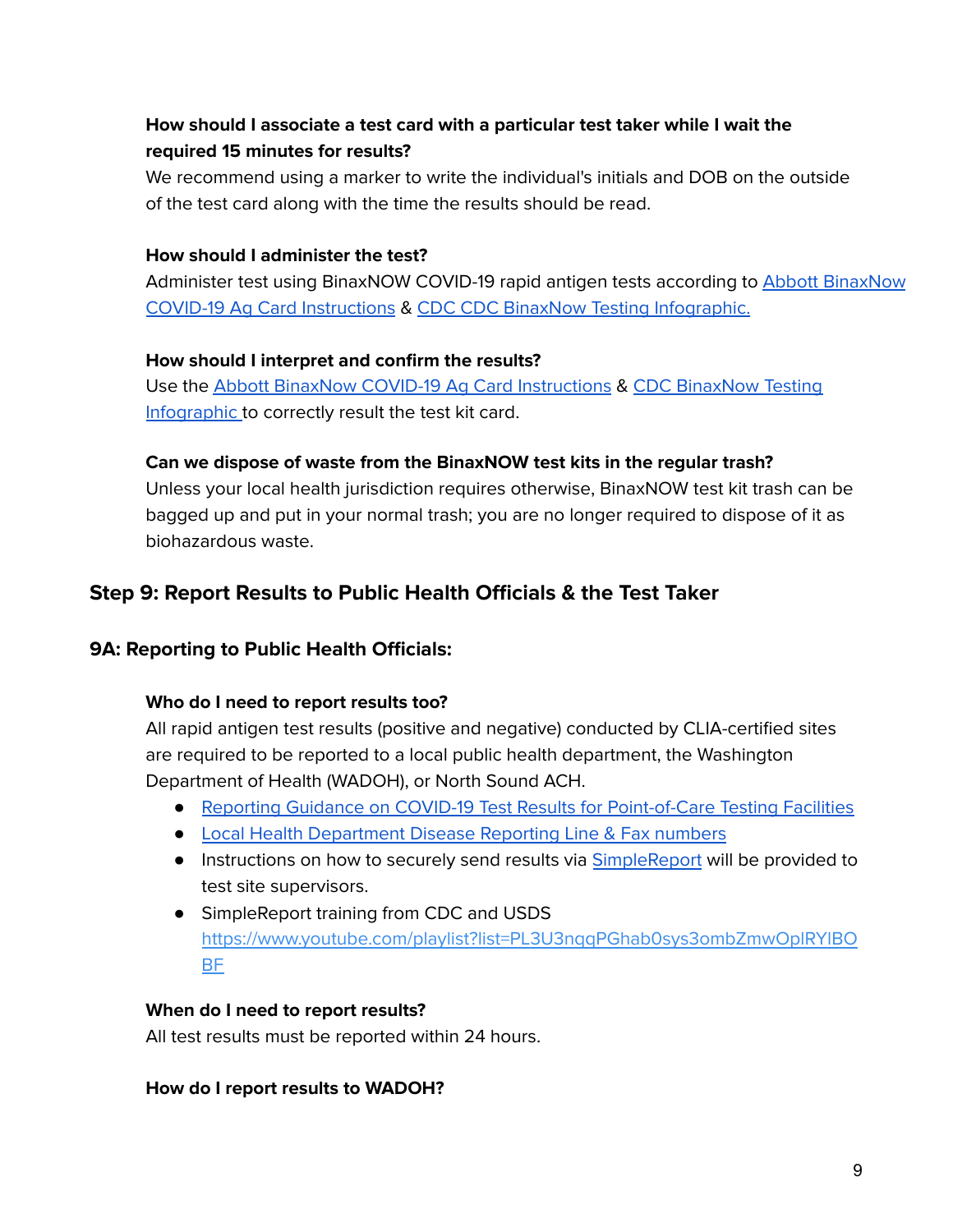**How should I associate a test card with a particular test taker while I wait the required 15 minutes for results?**

We recommend using a marker to write the individual's initials and DOB on the outside of the test card along with the time the results should be read.

**How should I administer the test?**

Administer test using BinaxNOW COVID-19 rapid antigen tests according to [Abbott BinaxNow COVID-19 Ag Card Instructions]() & [CDC CDC BinaxNow Testing Infographic.]()

**How should I interpret and confirm the results?**

Use the [Abbott BinaxNow COVID-19 Ag Card Instructions]() & [CDC BinaxNow Testing Infographic ]()to correctly result the test kit card.

**Can we dispose of waste from the BinaxNOW test kits in the regular trash?**

Unless your local health jurisdiction requires otherwise, BinaxNOW test kit trash can be bagged up and put in your normal trash; you are no longer required to dispose of it as biohazardous waste.

## Step 9: Report Results to Public Health Officials & the Test Taker

### 9A: Reporting to Public Health Officials:

**Who do I need to report results too?**

All rapid antigen test results (positive and negative) conducted by CLIA-certified sites are required to be reported to a local public health department, the Washington Department of Health (WADOH), or North Sound ACH.

- [Reporting Guidance on COVID-19 Test Results for Point-of-Care Testing Facilities]()
- [Local Health Department Disease Reporting Line & Fax numbers]()
- Instructions on how to securely send results via [SimpleReport]() will be provided to test site supervisors.
- SimpleReport training from CDC and USDS https://www.youtube.com/playlist?list=PL3U3nqqPGhab0sys3ombZmwOplRYIBOBF

**When do I need to report results?**

All test results must be reported within 24 hours.

**How do I report results to WADOH?**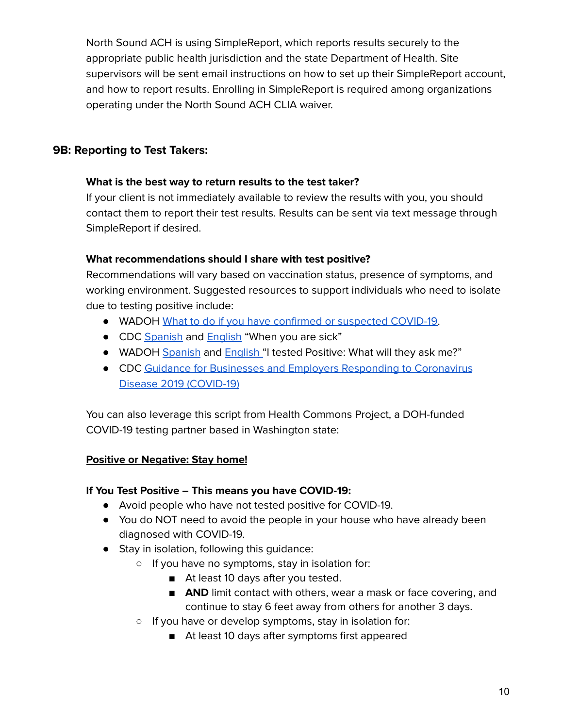North Sound ACH is using SimpleReport, which reports results securely to the appropriate public health jurisdiction and the state Department of Health. Site supervisors will be sent email instructions on how to set up their SimpleReport account, and how to report results. Enrolling in SimpleReport is required among organizations operating under the North Sound ACH CLIA waiver.

## 9B: Reporting to Test Takers:

**What is the best way to return results to the test taker?**
If your client is not immediately available to review the results with you, you should contact them to report their test results. Results can be sent via text message through SimpleReport if desired.

**What recommendations should I share with test positive?**
Recommendations will vary based on vaccination status, presence of symptoms, and working environment. Suggested resources to support individuals who need to isolate due to testing positive include:

- WADOH What to do if you have confirmed or suspected COVID-19.
- CDC Spanish and English "When you are sick"
- WADOH Spanish and English "I tested Positive: What will they ask me?"
- CDC Guidance for Businesses and Employers Responding to Coronavirus Disease 2019 (COVID-19)

You can also leverage this script from Health Commons Project, a DOH-funded COVID-19 testing partner based in Washington state:

**Positive or Negative: Stay home!**

**If You Test Positive – This means you have COVID-19:**

- Avoid people who have not tested positive for COVID-19.
- You do NOT need to avoid the people in your house who have already been diagnosed with COVID-19.
- Stay in isolation, following this guidance:
  - If you have no symptoms, stay in isolation for:
    - At least 10 days after you tested.
    - **AND** limit contact with others, wear a mask or face covering, and continue to stay 6 feet away from others for another 3 days.
  - If you have or develop symptoms, stay in isolation for:
    - At least 10 days after symptoms first appeared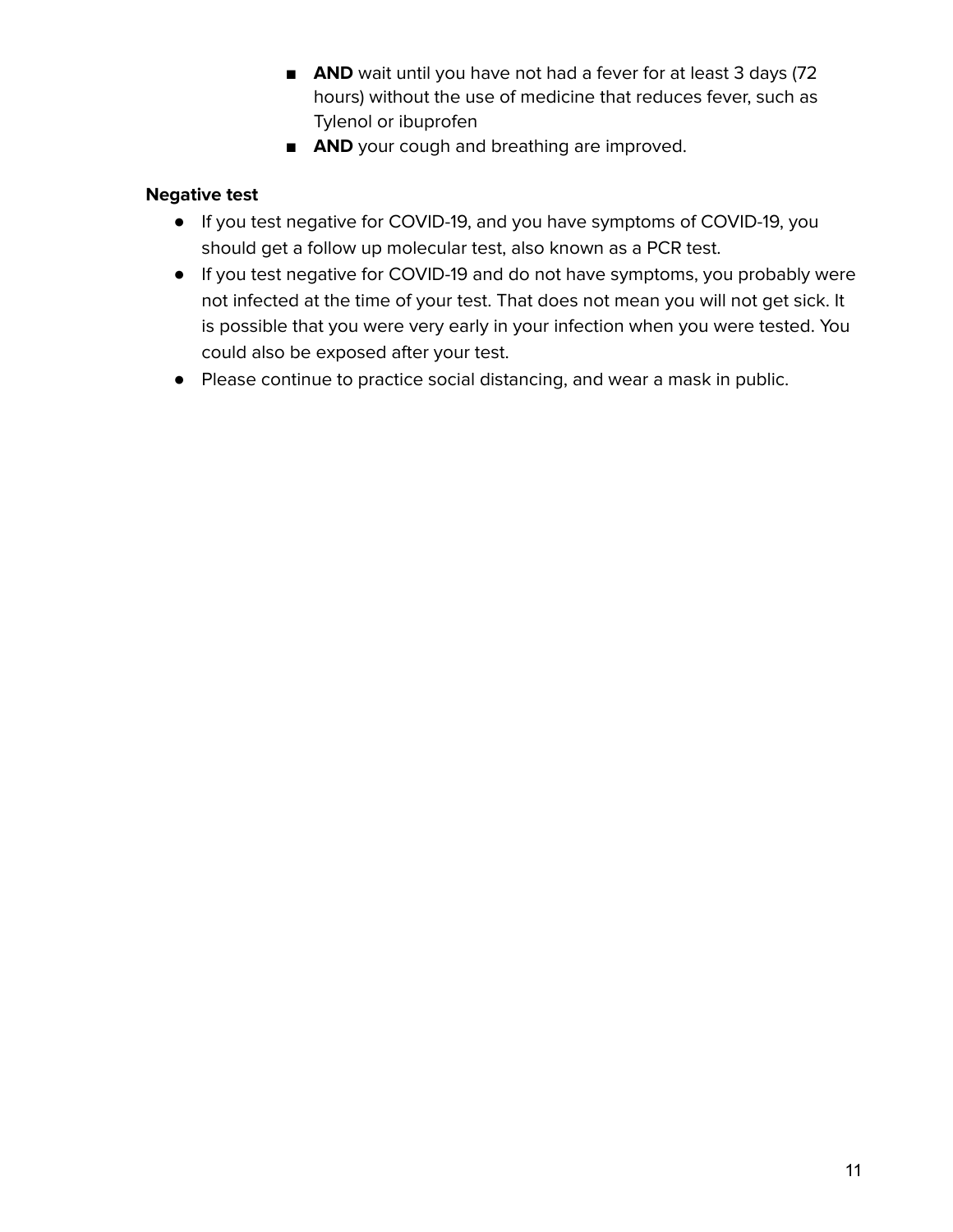- **AND** wait until you have not had a fever for at least 3 days (72 hours) without the use of medicine that reduces fever, such as Tylenol or ibuprofen
    - **AND** your cough and breathing are improved.

**Negative test**

- If you test negative for COVID-19, and you have symptoms of COVID-19, you should get a follow up molecular test, also known as a PCR test.
- If you test negative for COVID-19 and do not have symptoms, you probably were not infected at the time of your test. That does not mean you will not get sick. It is possible that you were very early in your infection when you were tested. You could also be exposed after your test.
- Please continue to practice social distancing, and wear a mask in public.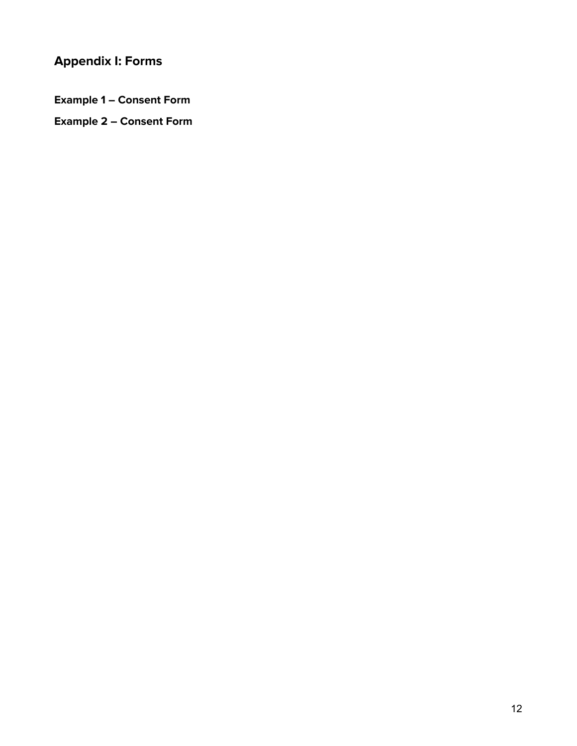## Appendix I: Forms

**Example 1 – Consent Form**

**Example 2 – Consent Form**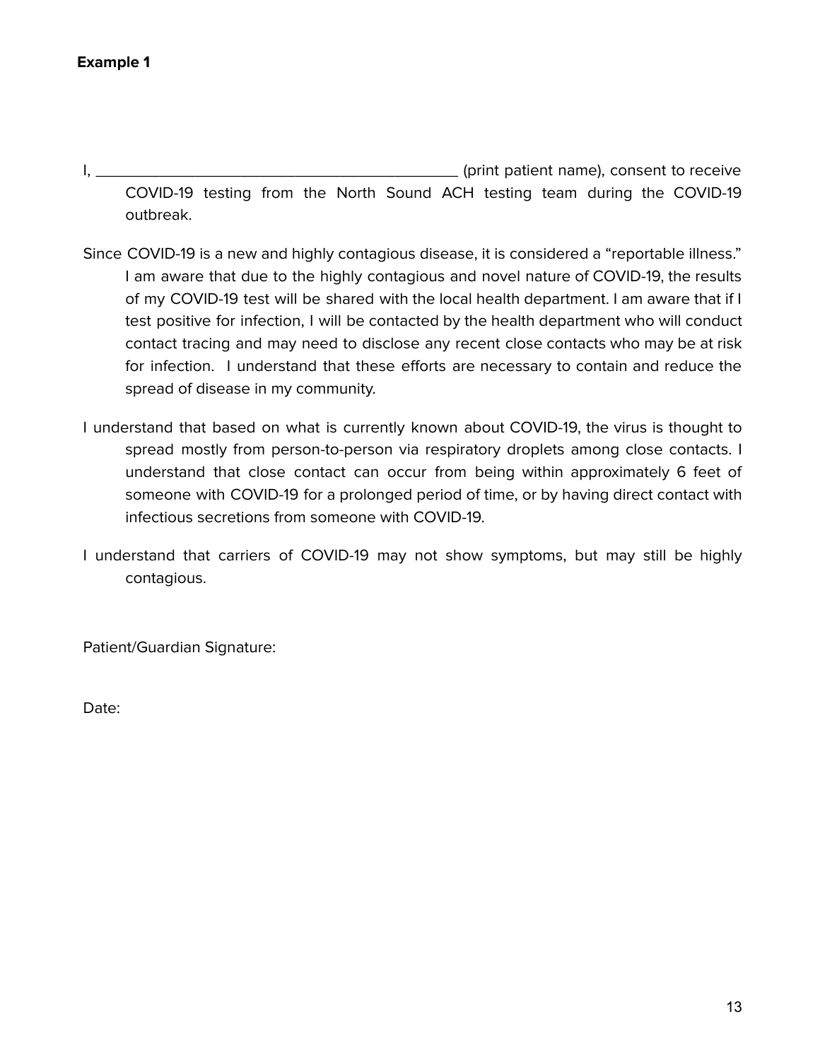**Example 1**

I, _____________________________________________ (print patient name), consent to receive COVID-19 testing from the North Sound ACH testing team during the COVID-19 outbreak.

Since COVID-19 is a new and highly contagious disease, it is considered a "reportable illness." I am aware that due to the highly contagious and novel nature of COVID-19, the results of my COVID-19 test will be shared with the local health department. I am aware that if I test positive for infection, I will be contacted by the health department who will conduct contact tracing and may need to disclose any recent close contacts who may be at risk for infection. I understand that these efforts are necessary to contain and reduce the spread of disease in my community.

I understand that based on what is currently known about COVID-19, the virus is thought to spread mostly from person-to-person via respiratory droplets among close contacts. I understand that close contact can occur from being within approximately 6 feet of someone with COVID-19 for a prolonged period of time, or by having direct contact with infectious secretions from someone with COVID-19.

I understand that carriers of COVID-19 may not show symptoms, but may still be highly contagious.

Patient/Guardian Signature:

Date: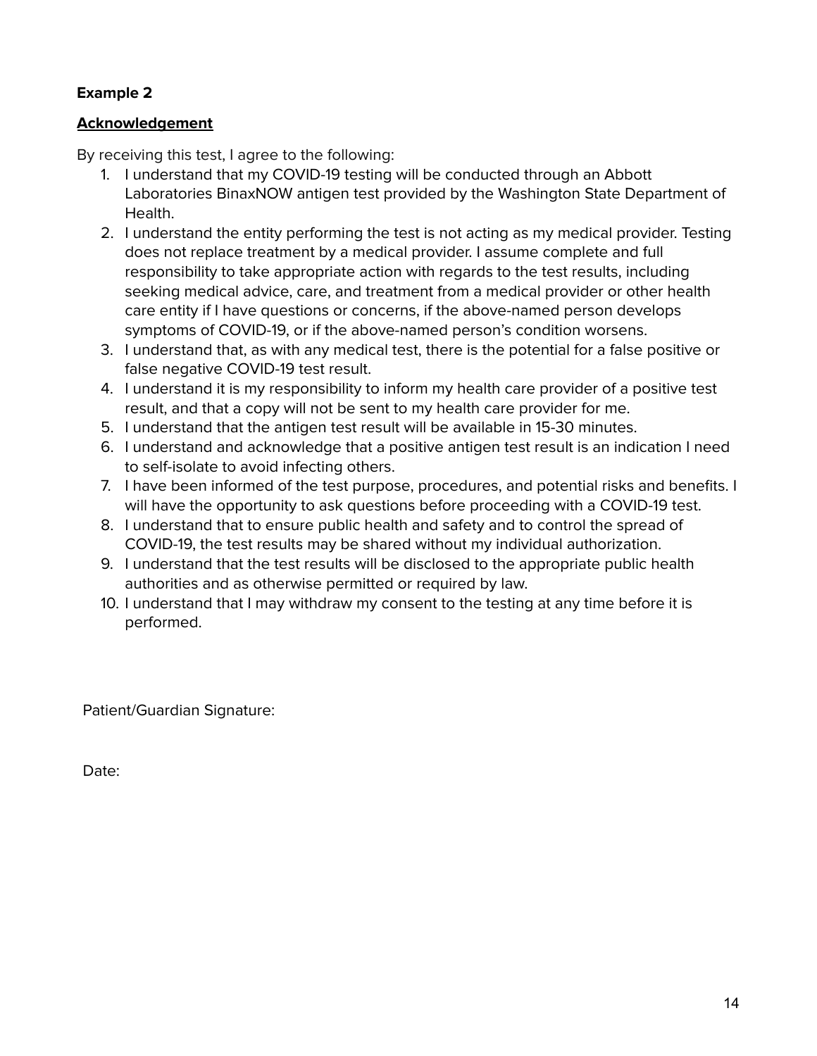**Example 2**

**<u>Acknowledgement</u>**

By receiving this test, I agree to the following:

1. I understand that my COVID-19 testing will be conducted through an Abbott Laboratories BinaxNOW antigen test provided by the Washington State Department of Health.
2. I understand the entity performing the test is not acting as my medical provider. Testing does not replace treatment by a medical provider. I assume complete and full responsibility to take appropriate action with regards to the test results, including seeking medical advice, care, and treatment from a medical provider or other health care entity if I have questions or concerns, if the above-named person develops symptoms of COVID-19, or if the above-named person's condition worsens.
3. I understand that, as with any medical test, there is the potential for a false positive or false negative COVID-19 test result.
4. I understand it is my responsibility to inform my health care provider of a positive test result, and that a copy will not be sent to my health care provider for me.
5. I understand that the antigen test result will be available in 15-30 minutes.
6. I understand and acknowledge that a positive antigen test result is an indication I need to self-isolate to avoid infecting others.
7. I have been informed of the test purpose, procedures, and potential risks and benefits. I will have the opportunity to ask questions before proceeding with a COVID-19 test.
8. I understand that to ensure public health and safety and to control the spread of COVID-19, the test results may be shared without my individual authorization.
9. I understand that the test results will be disclosed to the appropriate public health authorities and as otherwise permitted or required by law.
10. I understand that I may withdraw my consent to the testing at any time before it is performed.

Patient/Guardian Signature:

Date: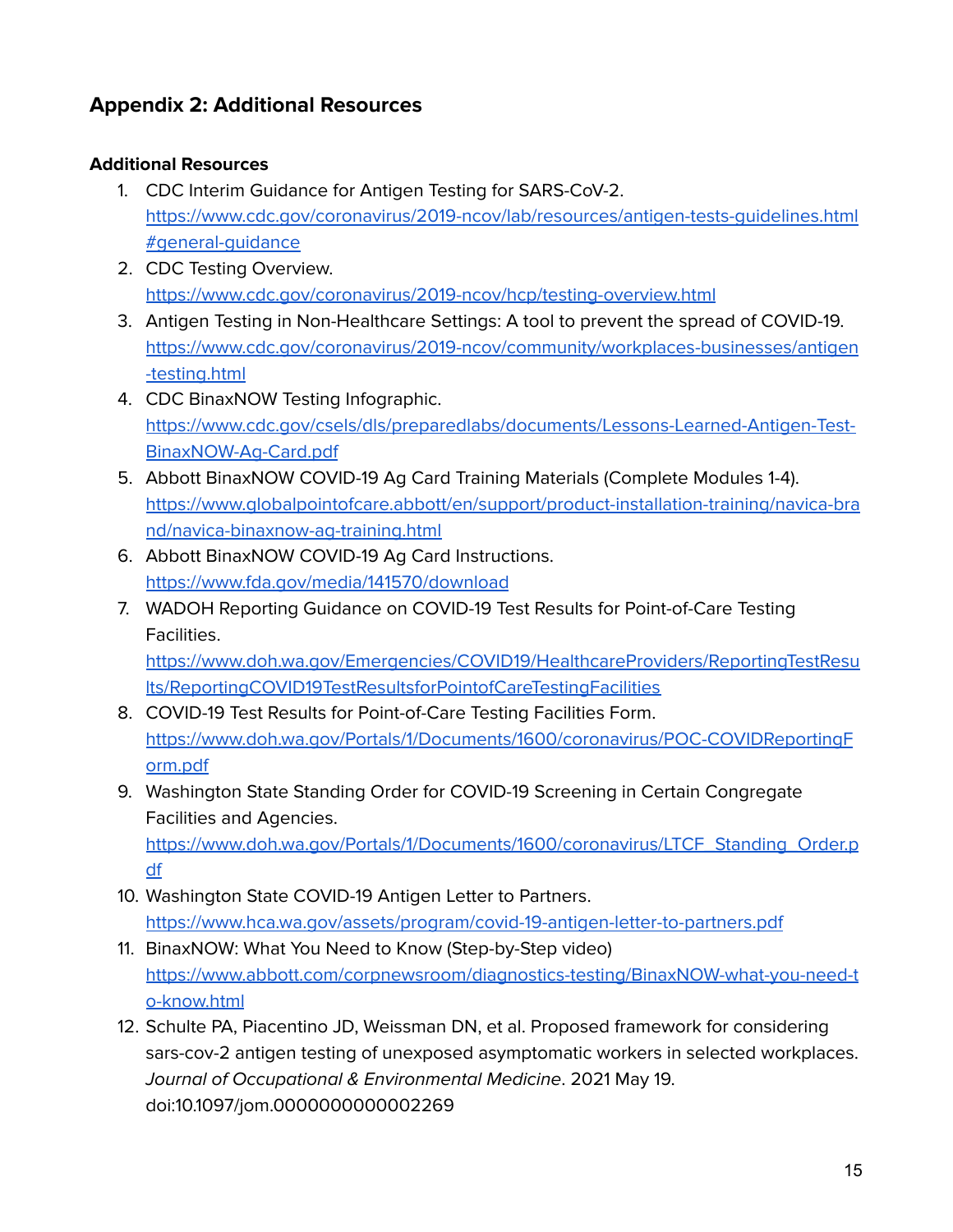## Appendix 2: Additional Resources

### Additional Resources

1. CDC Interim Guidance for Antigen Testing for SARS-CoV-2. https://www.cdc.gov/coronavirus/2019-ncov/lab/resources/antigen-tests-guidelines.html#general-guidance
2. CDC Testing Overview. https://www.cdc.gov/coronavirus/2019-ncov/hcp/testing-overview.html
3. Antigen Testing in Non-Healthcare Settings: A tool to prevent the spread of COVID-19. https://www.cdc.gov/coronavirus/2019-ncov/community/workplaces-businesses/antigen-testing.html
4. CDC BinaxNOW Testing Infographic. https://www.cdc.gov/csels/dls/preparedlabs/documents/Lessons-Learned-Antigen-Test-BinaxNOW-Ag-Card.pdf
5. Abbott BinaxNOW COVID-19 Ag Card Training Materials (Complete Modules 1-4). https://www.globalpointofcare.abbott/en/support/product-installation-training/navica-brand/navica-binaxnow-ag-training.html
6. Abbott BinaxNOW COVID-19 Ag Card Instructions. https://www.fda.gov/media/141570/download
7. WADOH Reporting Guidance on COVID-19 Test Results for Point-of-Care Testing Facilities. https://www.doh.wa.gov/Emergencies/COVID19/HealthcareProviders/ReportingTestResults/ReportingCOVID19TestResultsforPointofCareTestingFacilities
8. COVID-19 Test Results for Point-of-Care Testing Facilities Form. https://www.doh.wa.gov/Portals/1/Documents/1600/coronavirus/POC-COVIDReportingForm.pdf
9. Washington State Standing Order for COVID-19 Screening in Certain Congregate Facilities and Agencies. https://www.doh.wa.gov/Portals/1/Documents/1600/coronavirus/LTCF_Standing_Order.pdf
10. Washington State COVID-19 Antigen Letter to Partners. https://www.hca.wa.gov/assets/program/covid-19-antigen-letter-to-partners.pdf
11. BinaxNOW: What You Need to Know (Step-by-Step video) https://www.abbott.com/corpnewsroom/diagnostics-testing/BinaxNOW-what-you-need-to-know.html
12. Schulte PA, Piacentino JD, Weissman DN, et al. Proposed framework for considering sars-cov-2 antigen testing of unexposed asymptomatic workers in selected workplaces. *Journal of Occupational & Environmental Medicine*. 2021 May 19. doi:10.1097/jom.0000000000002269